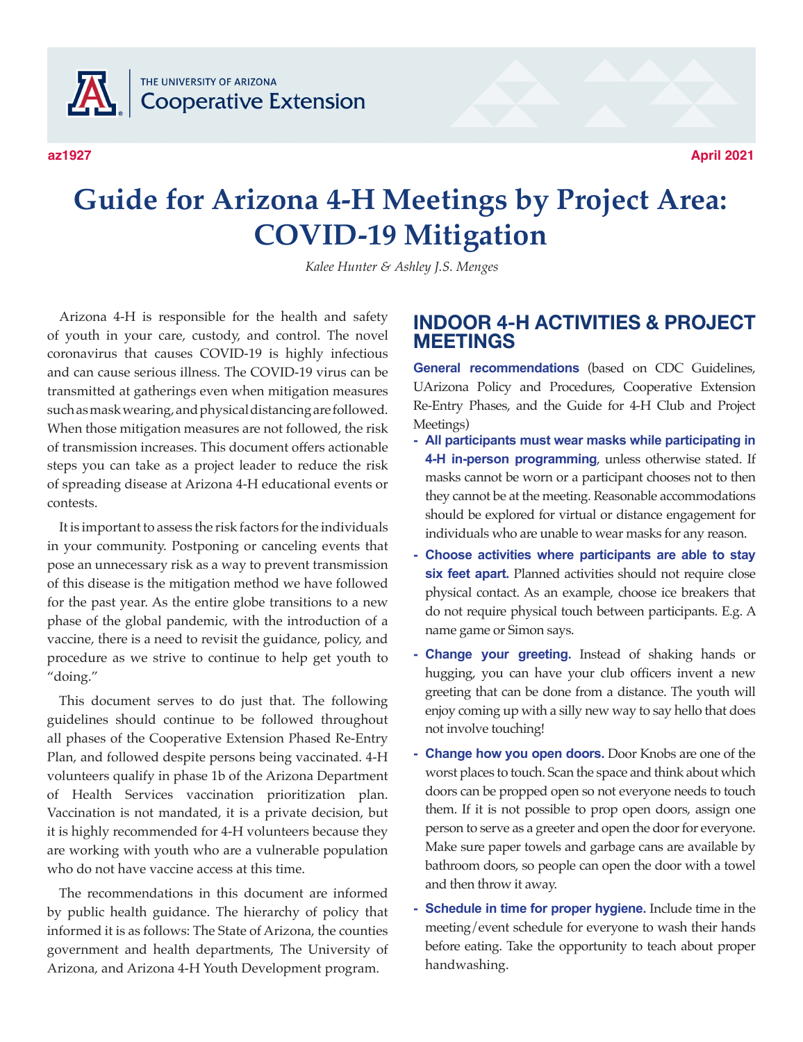THE UNIVERSITY OF ARIZONA
Cooperative Extension

az1927 April 2021

# Guide for Arizona 4-H Meetings by Project Area: COVID-19 Mitigation

*Kalee Hunter & Ashley J.S. Menges*

Arizona 4-H is responsible for the health and safety of youth in your care, custody, and control. The novel coronavirus that causes COVID-19 is highly infectious and can cause serious illness. The COVID-19 virus can be transmitted at gatherings even when mitigation measures such as mask wearing, and physical distancing are followed. When those mitigation measures are not followed, the risk of transmission increases. This document offers actionable steps you can take as a project leader to reduce the risk of spreading disease at Arizona 4-H educational events or contests.

It is important to assess the risk factors for the individuals in your community. Postponing or canceling events that pose an unnecessary risk as a way to prevent transmission of this disease is the mitigation method we have followed for the past year. As the entire globe transitions to a new phase of the global pandemic, with the introduction of a vaccine, there is a need to revisit the guidance, policy, and procedure as we strive to continue to help get youth to "doing."

This document serves to do just that. The following guidelines should continue to be followed throughout all phases of the Cooperative Extension Phased Re-Entry Plan, and followed despite persons being vaccinated. 4-H volunteers qualify in phase 1b of the Arizona Department of Health Services vaccination prioritization plan. Vaccination is not mandated, it is a private decision, but it is highly recommended for 4-H volunteers because they are working with youth who are a vulnerable population who do not have vaccine access at this time.

The recommendations in this document are informed by public health guidance. The hierarchy of policy that informed it is as follows: The State of Arizona, the counties government and health departments, The University of Arizona, and Arizona 4-H Youth Development program.

## INDOOR 4-H ACTIVITIES & PROJECT MEETINGS

**General recommendations** (based on CDC Guidelines, UArizona Policy and Procedures, Cooperative Extension Re-Entry Phases, and the Guide for 4-H Club and Project Meetings)

- **All participants must wear masks while participating in 4-H in-person programming**, unless otherwise stated. If masks cannot be worn or a participant chooses not to then they cannot be at the meeting. Reasonable accommodations should be explored for virtual or distance engagement for individuals who are unable to wear masks for any reason.
- **Choose activities where participants are able to stay six feet apart.** Planned activities should not require close physical contact. As an example, choose ice breakers that do not require physical touch between participants. E.g. A name game or Simon says.
- **Change your greeting.** Instead of shaking hands or hugging, you can have your club officers invent a new greeting that can be done from a distance. The youth will enjoy coming up with a silly new way to say hello that does not involve touching!
- **Change how you open doors.** Door Knobs are one of the worst places to touch. Scan the space and think about which doors can be propped open so not everyone needs to touch them. If it is not possible to prop open doors, assign one person to serve as a greeter and open the door for everyone. Make sure paper towels and garbage cans are available by bathroom doors, so people can open the door with a towel and then throw it away.
- **Schedule in time for proper hygiene.** Include time in the meeting/event schedule for everyone to wash their hands before eating. Take the opportunity to teach about proper handwashing.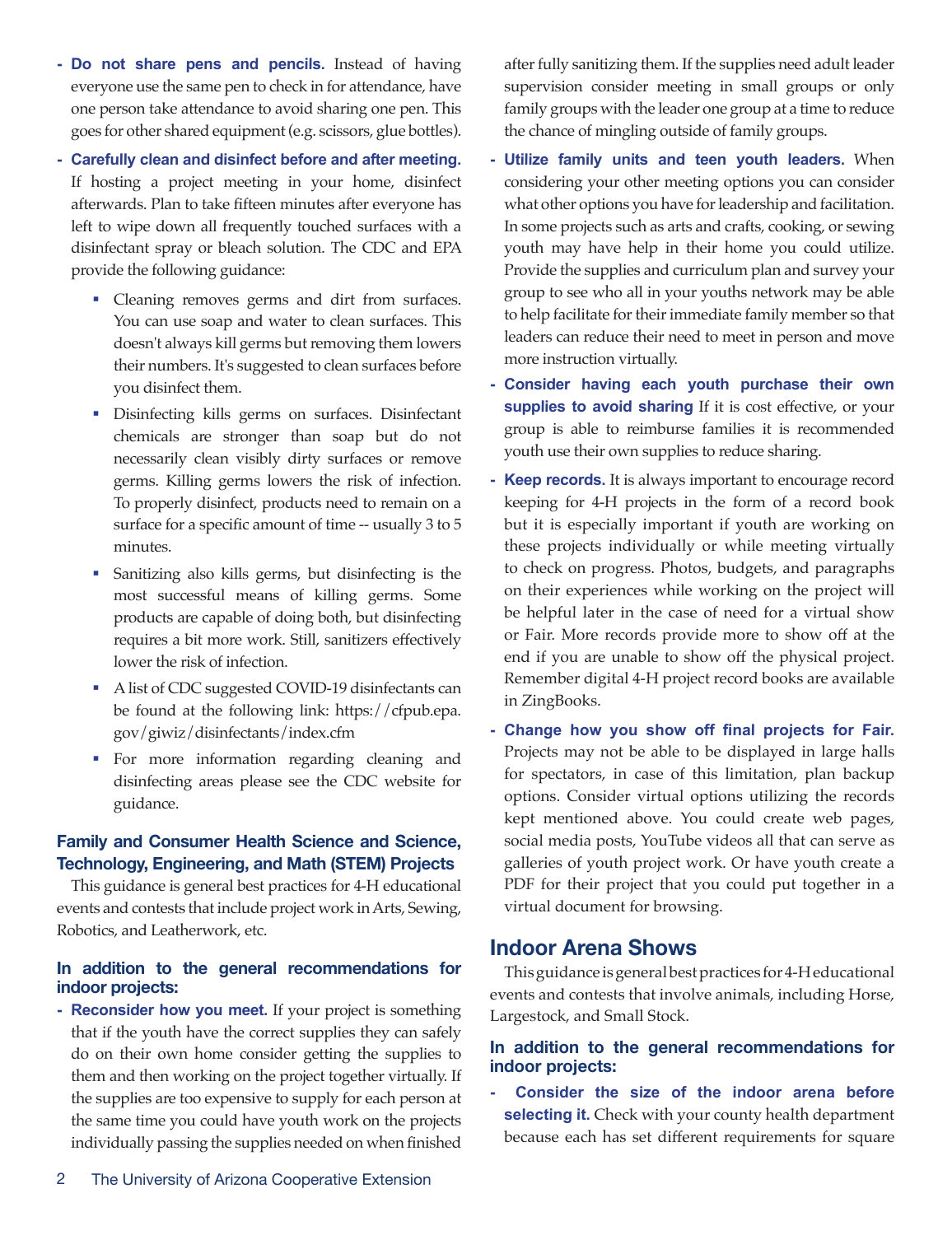- **Do not share pens and pencils.** Instead of having everyone use the same pen to check in for attendance, have one person take attendance to avoid sharing one pen. This goes for other shared equipment (e.g. scissors, glue bottles).
- **Carefully clean and disinfect before and after meeting.** If hosting a project meeting in your home, disinfect afterwards. Plan to take fifteen minutes after everyone has left to wipe down all frequently touched surfaces with a disinfectant spray or bleach solution. The CDC and EPA provide the following guidance:
  - Cleaning removes germs and dirt from surfaces. You can use soap and water to clean surfaces. This doesn't always kill germs but removing them lowers their numbers. It's suggested to clean surfaces before you disinfect them.
  - Disinfecting kills germs on surfaces. Disinfectant chemicals are stronger than soap but do not necessarily clean visibly dirty surfaces or remove germs. Killing germs lowers the risk of infection. To properly disinfect, products need to remain on a surface for a specific amount of time -- usually 3 to 5 minutes.
  - Sanitizing also kills germs, but disinfecting is the most successful means of killing germs. Some products are capable of doing both, but disinfecting requires a bit more work. Still, sanitizers effectively lower the risk of infection.
  - A list of CDC suggested COVID-19 disinfectants can be found at the following link: https://cfpub.epa.gov/giwiz/disinfectants/index.cfm
  - For more information regarding cleaning and disinfecting areas please see the CDC website for guidance.

### Family and Consumer Health Science and Science, Technology, Engineering, and Math (STEM) Projects

This guidance is general best practices for 4-H educational events and contests that include project work in Arts, Sewing, Robotics, and Leatherwork, etc.

#### In addition to the general recommendations for indoor projects:

- **Reconsider how you meet.** If your project is something that if the youth have the correct supplies they can safely do on their own home consider getting the supplies to them and then working on the project together virtually. If the supplies are too expensive to supply for each person at the same time you could have youth work on the projects individually passing the supplies needed on when finished after fully sanitizing them. If the supplies need adult leader supervision consider meeting in small groups or only family groups with the leader one group at a time to reduce the chance of mingling outside of family groups.
- **Utilize family units and teen youth leaders.** When considering your other meeting options you can consider what other options you have for leadership and facilitation. In some projects such as arts and crafts, cooking, or sewing youth may have help in their home you could utilize. Provide the supplies and curriculum plan and survey your group to see who all in your youths network may be able to help facilitate for their immediate family member so that leaders can reduce their need to meet in person and move more instruction virtually.
- **Consider having each youth purchase their own supplies to avoid sharing** If it is cost effective, or your group is able to reimburse families it is recommended youth use their own supplies to reduce sharing.
- **Keep records.** It is always important to encourage record keeping for 4-H projects in the form of a record book but it is especially important if youth are working on these projects individually or while meeting virtually to check on progress. Photos, budgets, and paragraphs on their experiences while working on the project will be helpful later in the case of need for a virtual show or Fair. More records provide more to show off at the end if you are unable to show off the physical project. Remember digital 4-H project record books are available in ZingBooks.
- **Change how you show off final projects for Fair.** Projects may not be able to be displayed in large halls for spectators, in case of this limitation, plan backup options. Consider virtual options utilizing the records kept mentioned above. You could create web pages, social media posts, YouTube videos all that can serve as galleries of youth project work. Or have youth create a PDF for their project that you could put together in a virtual document for browsing.

## Indoor Arena Shows

This guidance is general best practices for 4-H educational events and contests that involve animals, including Horse, Largestock, and Small Stock.

#### In addition to the general recommendations for indoor projects:

- **Consider the size of the indoor arena before selecting it.** Check with your county health department because each has set different requirements for square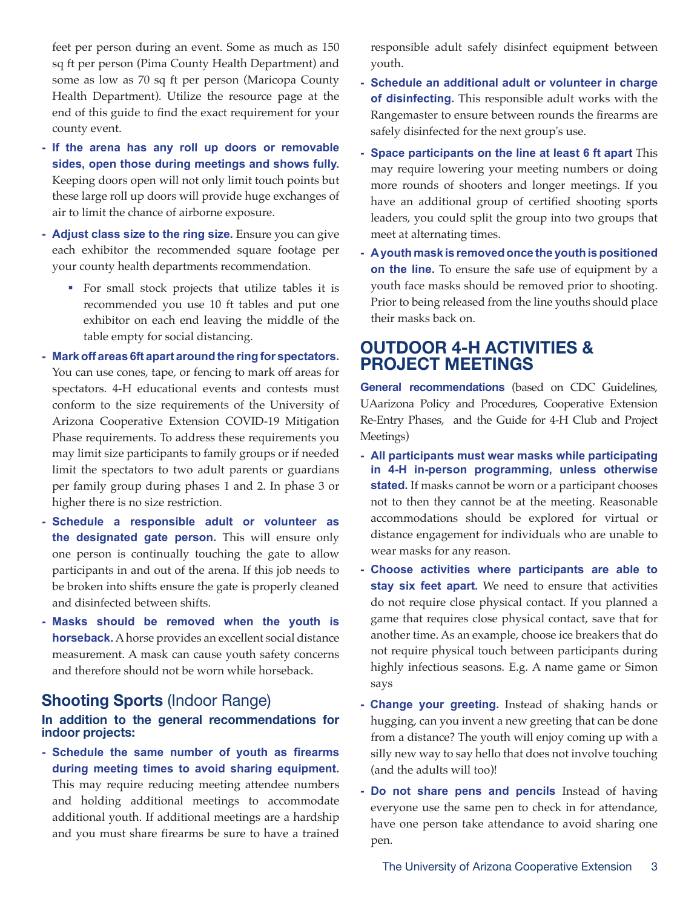feet per person during an event. Some as much as 150 sq ft per person (Pima County Health Department) and some as low as 70 sq ft per person (Maricopa County Health Department). Utilize the resource page at the end of this guide to find the exact requirement for your county event.

- **If the arena has any roll up doors or removable sides, open those during meetings and shows fully.** Keeping doors open will not only limit touch points but these large roll up doors will provide huge exchanges of air to limit the chance of airborne exposure.
- **Adjust class size to the ring size.** Ensure you can give each exhibitor the recommended square footage per your county health departments recommendation.
  - For small stock projects that utilize tables it is recommended you use 10 ft tables and put one exhibitor on each end leaving the middle of the table empty for social distancing.
- **Mark off areas 6ft apart around the ring for spectators.** You can use cones, tape, or fencing to mark off areas for spectators. 4-H educational events and contests must conform to the size requirements of the University of Arizona Cooperative Extension COVID-19 Mitigation Phase requirements. To address these requirements you may limit size participants to family groups or if needed limit the spectators to two adult parents or guardians per family group during phases 1 and 2. In phase 3 or higher there is no size restriction.
- **Schedule a responsible adult or volunteer as the designated gate person.** This will ensure only one person is continually touching the gate to allow participants in and out of the arena. If this job needs to be broken into shifts ensure the gate is properly cleaned and disinfected between shifts.
- **Masks should be removed when the youth is horseback.** A horse provides an excellent social distance measurement. A mask can cause youth safety concerns and therefore should not be worn while horseback.

## **Shooting Sports** (Indoor Range)

### In addition to the general recommendations for indoor projects:

- **Schedule the same number of youth as firearms during meeting times to avoid sharing equipment.** This may require reducing meeting attendee numbers and holding additional meetings to accommodate additional youth. If additional meetings are a hardship and you must share firearms be sure to have a trained responsible adult safely disinfect equipment between youth.
- **Schedule an additional adult or volunteer in charge of disinfecting.** This responsible adult works with the Rangemaster to ensure between rounds the firearms are safely disinfected for the next group's use.
- **Space participants on the line at least 6 ft apart** This may require lowering your meeting numbers or doing more rounds of shooters and longer meetings. If you have an additional group of certified shooting sports leaders, you could split the group into two groups that meet at alternating times.
- **A youth mask is removed once the youth is positioned on the line.** To ensure the safe use of equipment by a youth face masks should be removed prior to shooting. Prior to being released from the line youths should place their masks back on.

# OUTDOOR 4-H ACTIVITIES & PROJECT MEETINGS

**General recommendations** (based on CDC Guidelines, UArizona Policy and Procedures, Cooperative Extension Re-Entry Phases, and the Guide for 4-H Club and Project Meetings)

- **All participants must wear masks while participating in 4-H in-person programming, unless otherwise stated.** If masks cannot be worn or a participant chooses not to then they cannot be at the meeting. Reasonable accommodations should be explored for virtual or distance engagement for individuals who are unable to wear masks for any reason.
- **Choose activities where participants are able to stay six feet apart.** We need to ensure that activities do not require close physical contact. If you planned a game that requires close physical contact, save that for another time. As an example, choose ice breakers that do not require physical touch between participants during highly infectious seasons. E.g. A name game or Simon says
- **Change your greeting.** Instead of shaking hands or hugging, can you invent a new greeting that can be done from a distance? The youth will enjoy coming up with a silly new way to say hello that does not involve touching (and the adults will too)!
- **Do not share pens and pencils** Instead of having everyone use the same pen to check in for attendance, have one person take attendance to avoid sharing one pen.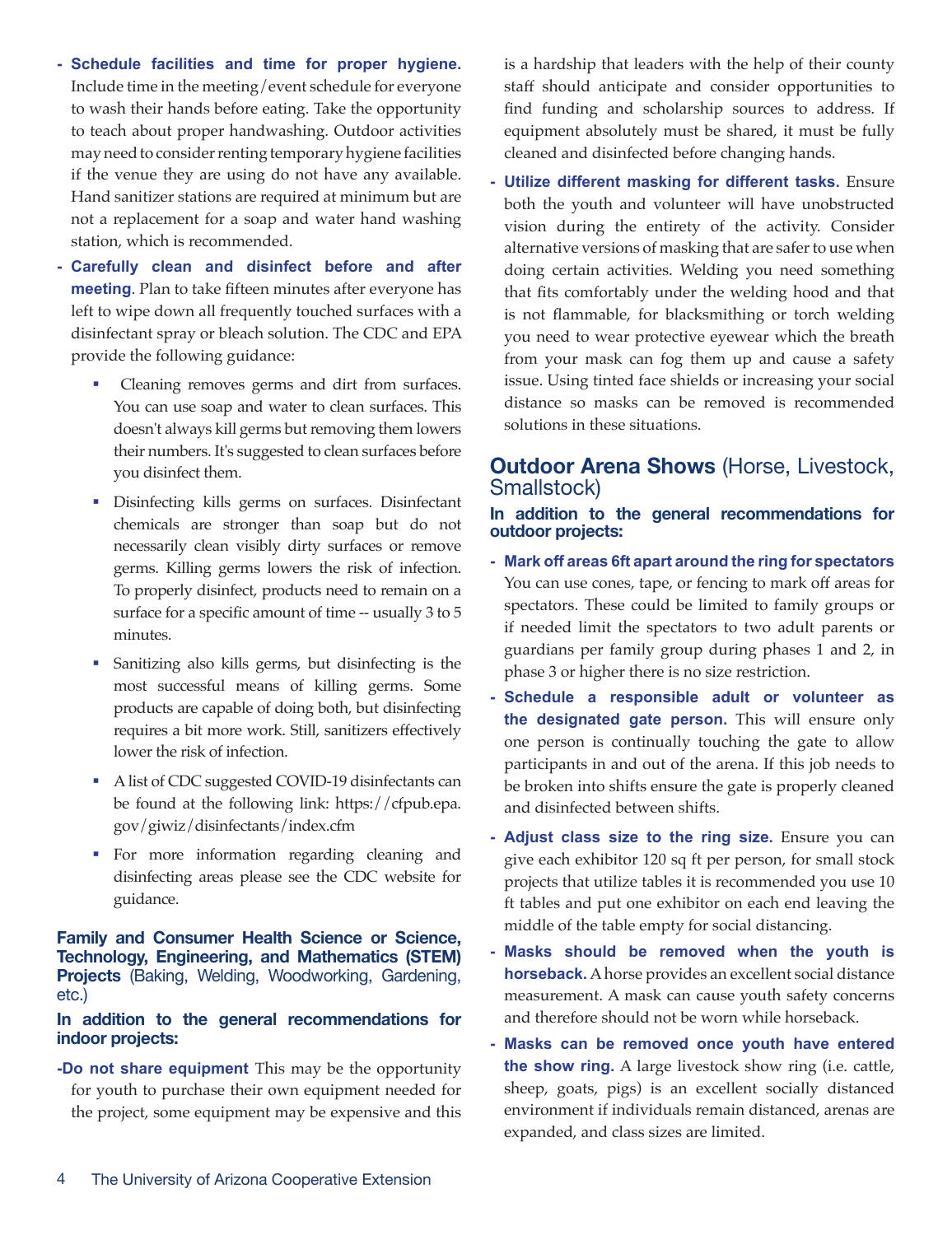- **Schedule facilities and time for proper hygiene.** Include time in the meeting/event schedule for everyone to wash their hands before eating. Take the opportunity to teach about proper handwashing. Outdoor activities may need to consider renting temporary hygiene facilities if the venue they are using do not have any available. Hand sanitizer stations are required at minimum but are not a replacement for a soap and water hand washing station, which is recommended.
- **Carefully clean and disinfect before and after meeting**. Plan to take fifteen minutes after everyone has left to wipe down all frequently touched surfaces with a disinfectant spray or bleach solution. The CDC and EPA provide the following guidance:
  - Cleaning removes germs and dirt from surfaces. You can use soap and water to clean surfaces. This doesn't always kill germs but removing them lowers their numbers. It's suggested to clean surfaces before you disinfect them.
  - Disinfecting kills germs on surfaces. Disinfectant chemicals are stronger than soap but do not necessarily clean visibly dirty surfaces or remove germs. Killing germs lowers the risk of infection. To properly disinfect, products need to remain on a surface for a specific amount of time -- usually 3 to 5 minutes.
  - Sanitizing also kills germs, but disinfecting is the most successful means of killing germs. Some products are capable of doing both, but disinfecting requires a bit more work. Still, sanitizers effectively lower the risk of infection.
  - A list of CDC suggested COVID-19 disinfectants can be found at the following link: https://cfpub.epa.gov/giwiz/disinfectants/index.cfm
  - For more information regarding cleaning and disinfecting areas please see the CDC website for guidance.

## Family and Consumer Health Science or Science, Technology, Engineering, and Mathematics (STEM) Projects (Baking, Welding, Woodworking, Gardening, etc.)

**In addition to the general recommendations for indoor projects:**

- **Do not share equipment** This may be the opportunity for youth to purchase their own equipment needed for the project, some equipment may be expensive and this is a hardship that leaders with the help of their county staff should anticipate and consider opportunities to find funding and scholarship sources to address. If equipment absolutely must be shared, it must be fully cleaned and disinfected before changing hands.
- **Utilize different masking for different tasks.** Ensure both the youth and volunteer will have unobstructed vision during the entirety of the activity. Consider alternative versions of masking that are safer to use when doing certain activities. Welding you need something that fits comfortably under the welding hood and that is not flammable, for blacksmithing or torch welding you need to wear protective eyewear which the breath from your mask can fog them up and cause a safety issue. Using tinted face shields or increasing your social distance so masks can be removed is recommended solutions in these situations.

## Outdoor Arena Shows (Horse, Livestock, Smallstock)

**In addition to the general recommendations for outdoor projects:**

- **Mark off areas 6ft apart around the ring for spectators** You can use cones, tape, or fencing to mark off areas for spectators. These could be limited to family groups or if needed limit the spectators to two adult parents or guardians per family group during phases 1 and 2, in phase 3 or higher there is no size restriction.
- **Schedule a responsible adult or volunteer as the designated gate person.** This will ensure only one person is continually touching the gate to allow participants in and out of the arena. If this job needs to be broken into shifts ensure the gate is properly cleaned and disinfected between shifts.
- **Adjust class size to the ring size.** Ensure you can give each exhibitor 120 sq ft per person, for small stock projects that utilize tables it is recommended you use 10 ft tables and put one exhibitor on each end leaving the middle of the table empty for social distancing.
- **Masks should be removed when the youth is horseback.** A horse provides an excellent social distance measurement. A mask can cause youth safety concerns and therefore should not be worn while horseback.
- **Masks can be removed once youth have entered the show ring.** A large livestock show ring (i.e. cattle, sheep, goats, pigs) is an excellent socially distanced environment if individuals remain distanced, arenas are expanded, and class sizes are limited.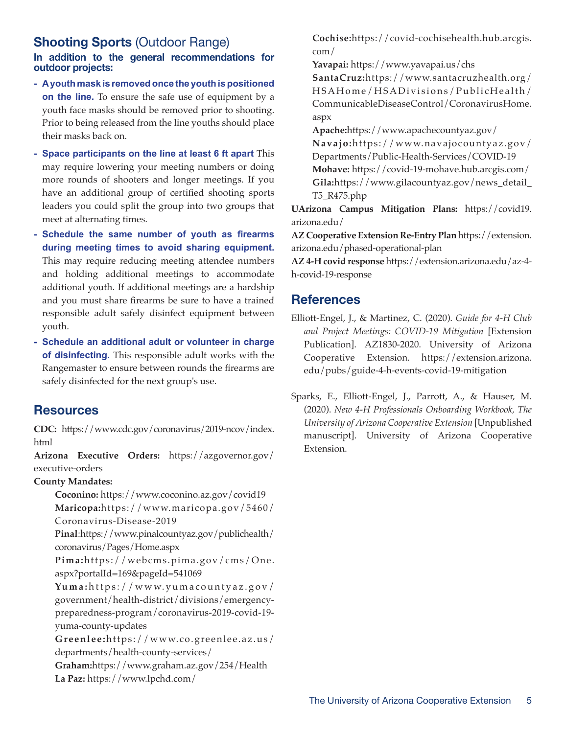## **Shooting Sports** (Outdoor Range)

**In addition to the general recommendations for outdoor projects:**

- **A youth mask is removed once the youth is positioned on the line.** To ensure the safe use of equipment by a youth face masks should be removed prior to shooting. Prior to being released from the line youths should place their masks back on.
- **Space participants on the line at least 6 ft apart** This may require lowering your meeting numbers or doing more rounds of shooters and longer meetings. If you have an additional group of certified shooting sports leaders you could split the group into two groups that meet at alternating times.
- **Schedule the same number of youth as firearms during meeting times to avoid sharing equipment.** This may require reducing meeting attendee numbers and holding additional meetings to accommodate additional youth. If additional meetings are a hardship and you must share firearms be sure to have a trained responsible adult safely disinfect equipment between youth.
- **Schedule an additional adult or volunteer in charge of disinfecting.** This responsible adult works with the Rangemaster to ensure between rounds the firearms are safely disinfected for the next group's use.

## Resources

**CDC:** https://www.cdc.gov/coronavirus/2019-ncov/index.html

**Arizona Executive Orders:** https://azgovernor.gov/executive-orders

**County Mandates:**

**Coconino:** https://www.coconino.az.gov/covid19

**Maricopa:**https://www.maricopa.gov/5460/Coronavirus-Disease-2019

**Pinal**:https://www.pinalcountyaz.gov/publichealth/coronavirus/Pages/Home.aspx

**Pima:**https://webcms.pima.gov/cms/One.aspx?portalId=169&pageId=541069

**Yuma:**https://www.yumacountyaz.gov/government/health-district/divisions/emergency-preparedness-program/coronavirus-2019-covid-19-yuma-county-updates

**Greenlee:**https://www.co.greenlee.az.us/departments/health-county-services/

**Graham:**https://www.graham.az.gov/254/Health

**La Paz:** https://www.lpchd.com/

**Cochise:**https://covid-cochisehealth.hub.arcgis.com/

**Yavapai:** https://www.yavapai.us/chs

**SantaCruz:**https://www.santacruzhealth.org/HSAHome/HSADivisions/PublicHealth/CommunicableDiseaseControl/CoronavirusHome.aspx

**Apache:**https://www.apachecountyaz.gov/

**Navajo:**https://www.navajocountyaz.gov/Departments/Public-Health-Services/COVID-19

**Mohave:** https://covid-19-mohave.hub.arcgis.com/

**Gila:**https://www.gilacountyaz.gov/news_detail_T5_R475.php

**UArizona Campus Mitigation Plans:** https://covid19.arizona.edu/

**AZ Cooperative Extension Re-Entry Plan** https://extension.arizona.edu/phased-operational-plan

**AZ 4-H covid response** https://extension.arizona.edu/az-4-h-covid-19-response

## References

Elliott-Engel, J., & Martinez, C. (2020). *Guide for 4-H Club and Project Meetings: COVID-19 Mitigation* [Extension Publication]. AZ1830-2020. University of Arizona Cooperative Extension. https://extension.arizona.edu/pubs/guide-4-h-events-covid-19-mitigation

Sparks, E., Elliott-Engel, J., Parrott, A., & Hauser, M. (2020). *New 4-H Professionals Onboarding Workbook, The University of Arizona Cooperative Extension* [Unpublished manuscript]. University of Arizona Cooperative Extension.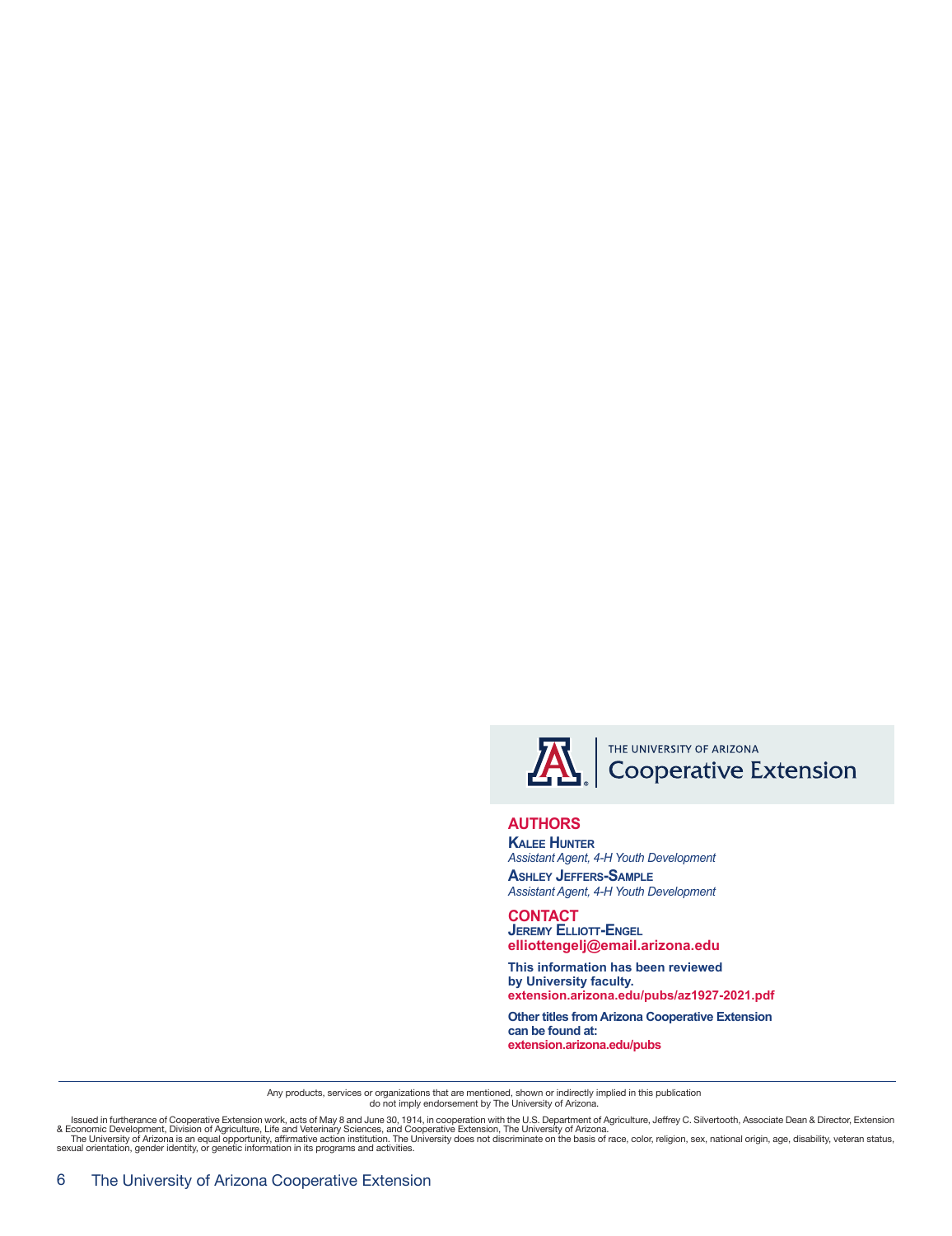THE UNIVERSITY OF ARIZONA
Cooperative Extension

## AUTHORS

**Kalee Hunter**
*Assistant Agent, 4-H Youth Development*

**Ashley Jeffers-Sample**
*Assistant Agent, 4-H Youth Development*

## CONTACT

**Jeremy Elliott-Engel**
**elliottengelj@email.arizona.edu**

**This information has been reviewed by University faculty.**
**extension.arizona.edu/pubs/az1927-2021.pdf**

**Other titles from Arizona Cooperative Extension can be found at:**
**extension.arizona.edu/pubs**

---

Any products, services or organizations that are mentioned, shown or indirectly implied in this publication do not imply endorsement by The University of Arizona.

Issued in furtherance of Cooperative Extension work, acts of May 8 and June 30, 1914, in cooperation with the U.S. Department of Agriculture, Jeffrey C. Silvertooth, Associate Dean & Director, Extension & Economic Development, Division of Agriculture, Life and Veterinary Sciences, and Cooperative Extension, The University of Arizona.
The University of Arizona is an equal opportunity, affirmative action institution. The University does not discriminate on the basis of race, color, religion, sex, national origin, age, disability, veteran status, sexual orientation, gender identity, or genetic information in its programs and activities.